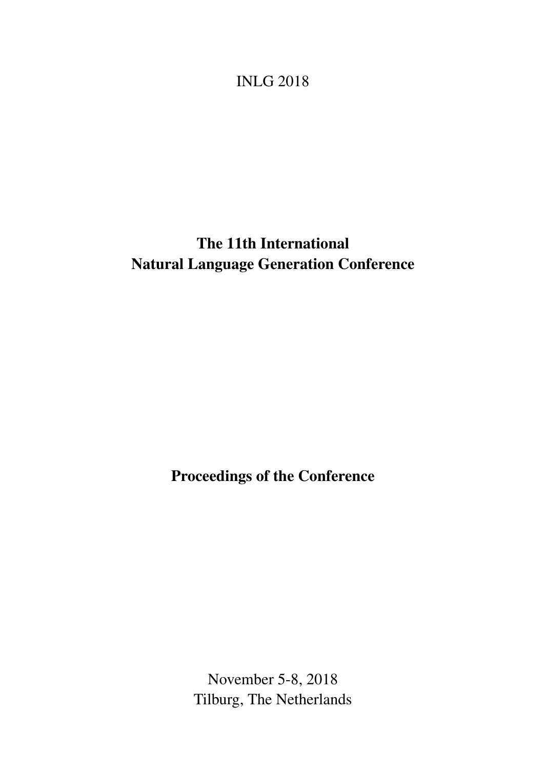INLG 2018

# The 11th International Natural Language Generation Conference

## Proceedings of the Conference

November 5-8, 2018
Tilburg, The Netherlands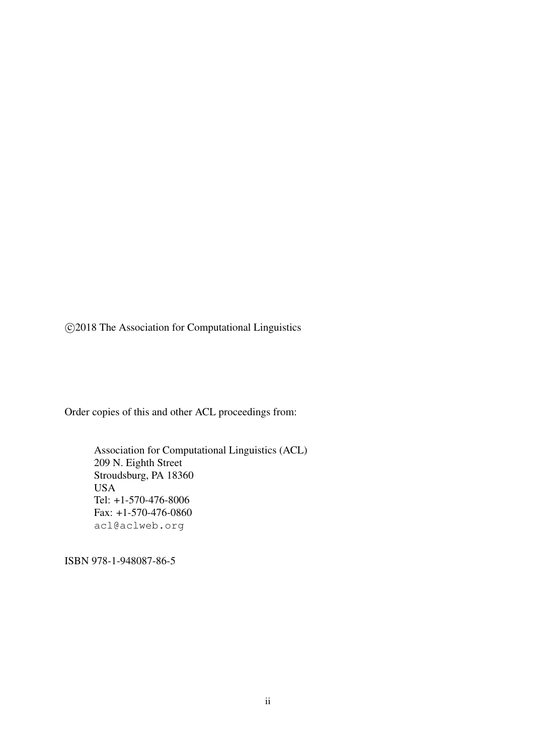©2018 The Association for Computational Linguistics

Order copies of this and other ACL proceedings from:

Association for Computational Linguistics (ACL)
209 N. Eighth Street
Stroudsburg, PA 18360
USA
Tel: +1-570-476-8006
Fax: +1-570-476-0860
acl@aclweb.org

ISBN 978-1-948087-86-5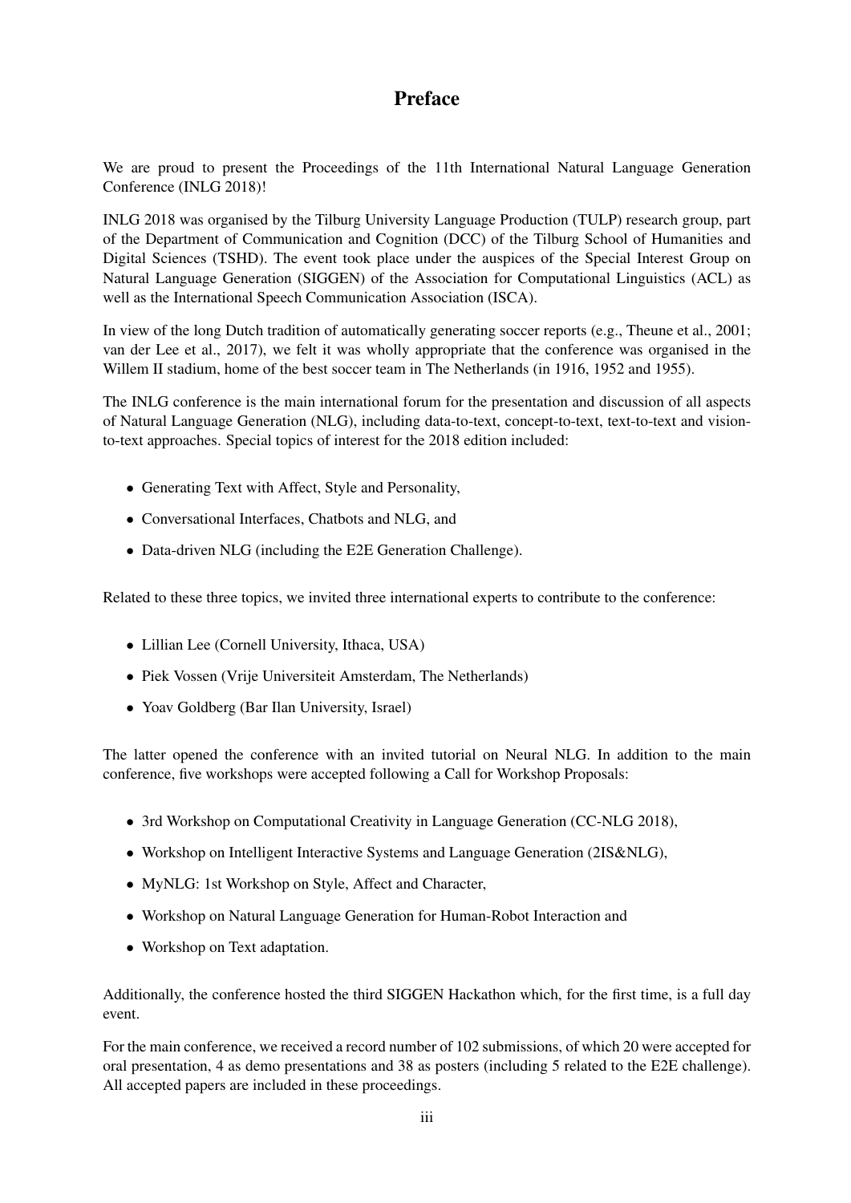# Preface

We are proud to present the Proceedings of the 11th International Natural Language Generation Conference (INLG 2018)!

INLG 2018 was organised by the Tilburg University Language Production (TULP) research group, part of the Department of Communication and Cognition (DCC) of the Tilburg School of Humanities and Digital Sciences (TSHD). The event took place under the auspices of the Special Interest Group on Natural Language Generation (SIGGEN) of the Association for Computational Linguistics (ACL) as well as the International Speech Communication Association (ISCA).

In view of the long Dutch tradition of automatically generating soccer reports (e.g., Theune et al., 2001; van der Lee et al., 2017), we felt it was wholly appropriate that the conference was organised in the Willem II stadium, home of the best soccer team in The Netherlands (in 1916, 1952 and 1955).

The INLG conference is the main international forum for the presentation and discussion of all aspects of Natural Language Generation (NLG), including data-to-text, concept-to-text, text-to-text and vision-to-text approaches. Special topics of interest for the 2018 edition included:

- Generating Text with Affect, Style and Personality,
- Conversational Interfaces, Chatbots and NLG, and
- Data-driven NLG (including the E2E Generation Challenge).

Related to these three topics, we invited three international experts to contribute to the conference:

- Lillian Lee (Cornell University, Ithaca, USA)
- Piek Vossen (Vrije Universiteit Amsterdam, The Netherlands)
- Yoav Goldberg (Bar Ilan University, Israel)

The latter opened the conference with an invited tutorial on Neural NLG. In addition to the main conference, five workshops were accepted following a Call for Workshop Proposals:

- 3rd Workshop on Computational Creativity in Language Generation (CC-NLG 2018),
- Workshop on Intelligent Interactive Systems and Language Generation (2IS&NLG),
- MyNLG: 1st Workshop on Style, Affect and Character,
- Workshop on Natural Language Generation for Human-Robot Interaction and
- Workshop on Text adaptation.

Additionally, the conference hosted the third SIGGEN Hackathon which, for the first time, is a full day event.

For the main conference, we received a record number of 102 submissions, of which 20 were accepted for oral presentation, 4 as demo presentations and 38 as posters (including 5 related to the E2E challenge). All accepted papers are included in these proceedings.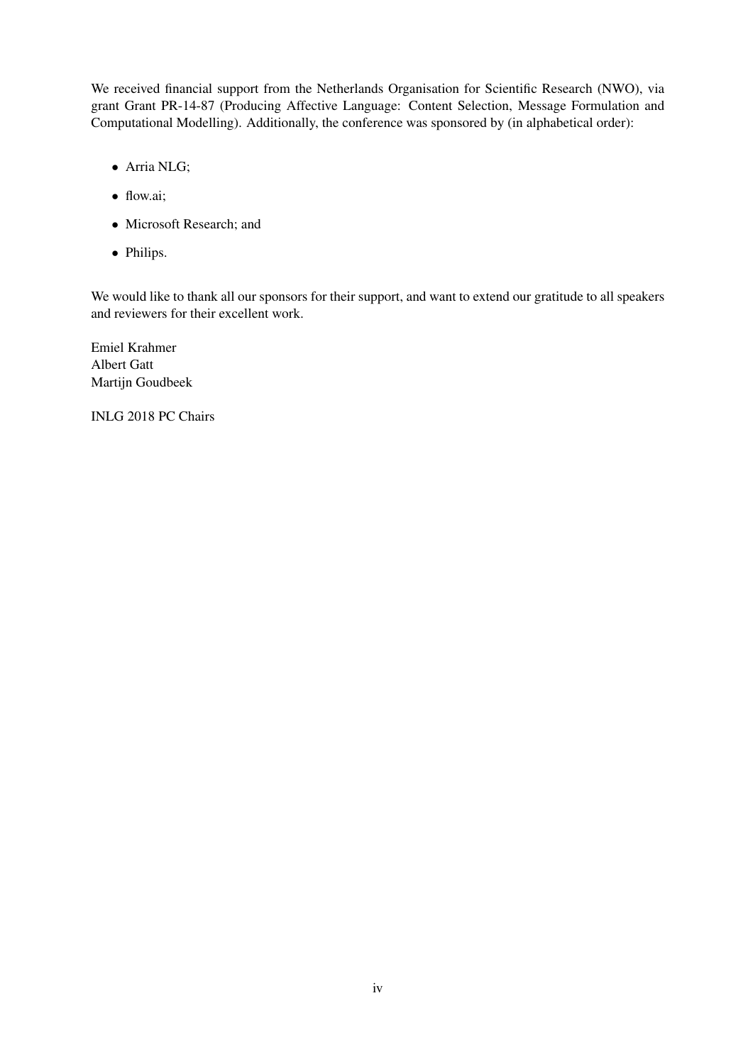We received financial support from the Netherlands Organisation for Scientific Research (NWO), via grant Grant PR-14-87 (Producing Affective Language: Content Selection, Message Formulation and Computational Modelling). Additionally, the conference was sponsored by (in alphabetical order):

- Arria NLG;
- flow.ai;
- Microsoft Research; and
- Philips.

We would like to thank all our sponsors for their support, and want to extend our gratitude to all speakers and reviewers for their excellent work.

Emiel Krahmer
Albert Gatt
Martijn Goudbeek

INLG 2018 PC Chairs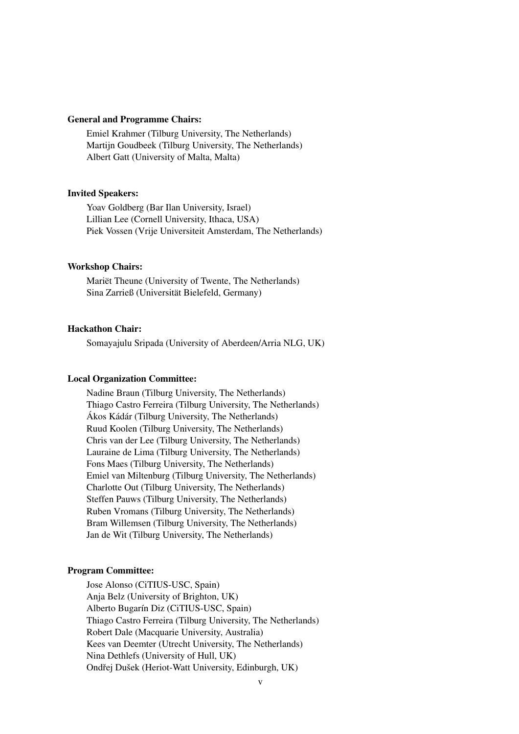**General and Programme Chairs:**

Emiel Krahmer (Tilburg University, The Netherlands)
Martijn Goudbeek (Tilburg University, The Netherlands)
Albert Gatt (University of Malta, Malta)

**Invited Speakers:**

Yoav Goldberg (Bar Ilan University, Israel)
Lillian Lee (Cornell University, Ithaca, USA)
Piek Vossen (Vrije Universiteit Amsterdam, The Netherlands)

**Workshop Chairs:**

Mariët Theune (University of Twente, The Netherlands)
Sina Zarrieß (Universität Bielefeld, Germany)

**Hackathon Chair:**

Somayajulu Sripada (University of Aberdeen/Arria NLG, UK)

**Local Organization Committee:**

Nadine Braun (Tilburg University, The Netherlands)
Thiago Castro Ferreira (Tilburg University, The Netherlands)
Ákos Kádár (Tilburg University, The Netherlands)
Ruud Koolen (Tilburg University, The Netherlands)
Chris van der Lee (Tilburg University, The Netherlands)
Lauraine de Lima (Tilburg University, The Netherlands)
Fons Maes (Tilburg University, The Netherlands)
Emiel van Miltenburg (Tilburg University, The Netherlands)
Charlotte Out (Tilburg University, The Netherlands)
Steffen Pauws (Tilburg University, The Netherlands)
Ruben Vromans (Tilburg University, The Netherlands)
Bram Willemsen (Tilburg University, The Netherlands)
Jan de Wit (Tilburg University, The Netherlands)

**Program Committee:**

Jose Alonso (CiTIUS-USC, Spain)
Anja Belz (University of Brighton, UK)
Alberto Bugarín Diz (CiTIUS-USC, Spain)
Thiago Castro Ferreira (Tilburg University, The Netherlands)
Robert Dale (Macquarie University, Australia)
Kees van Deemter (Utrecht University, The Netherlands)
Nina Dethlefs (University of Hull, UK)
Ondřej Dušek (Heriot-Watt University, Edinburgh, UK)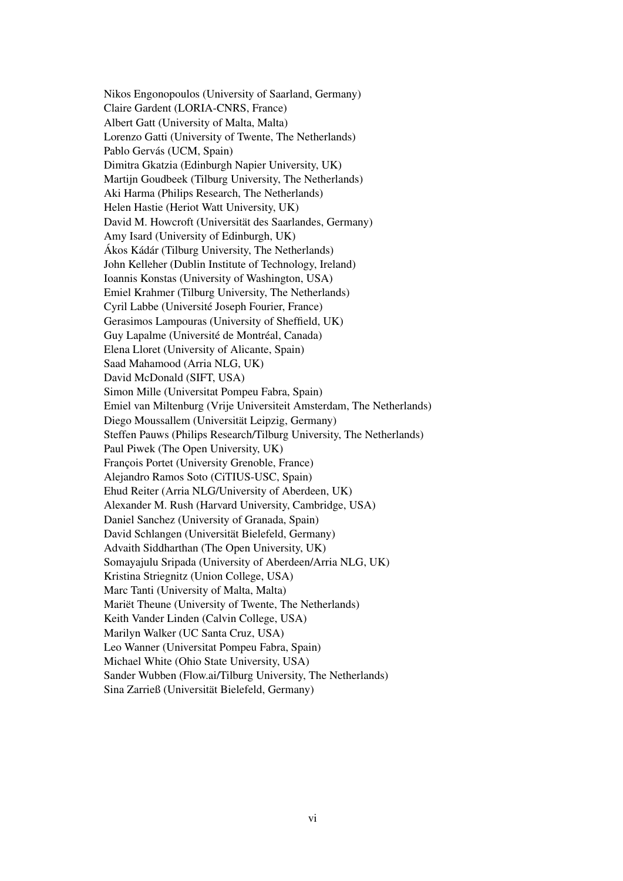Nikos Engonopoulos (University of Saarland, Germany)
Claire Gardent (LORIA-CNRS, France)
Albert Gatt (University of Malta, Malta)
Lorenzo Gatti (University of Twente, The Netherlands)
Pablo Gervás (UCM, Spain)
Dimitra Gkatzia (Edinburgh Napier University, UK)
Martijn Goudbeek (Tilburg University, The Netherlands)
Aki Harma (Philips Research, The Netherlands)
Helen Hastie (Heriot Watt University, UK)
David M. Howcroft (Universität des Saarlandes, Germany)
Amy Isard (University of Edinburgh, UK)
Ákos Kádár (Tilburg University, The Netherlands)
John Kelleher (Dublin Institute of Technology, Ireland)
Ioannis Konstas (University of Washington, USA)
Emiel Krahmer (Tilburg University, The Netherlands)
Cyril Labbe (Université Joseph Fourier, France)
Gerasimos Lampouras (University of Sheffield, UK)
Guy Lapalme (Université de Montréal, Canada)
Elena Lloret (University of Alicante, Spain)
Saad Mahamood (Arria NLG, UK)
David McDonald (SIFT, USA)
Simon Mille (Universitat Pompeu Fabra, Spain)
Emiel van Miltenburg (Vrije Universiteit Amsterdam, The Netherlands)
Diego Moussallem (Universität Leipzig, Germany)
Steffen Pauws (Philips Research/Tilburg University, The Netherlands)
Paul Piwek (The Open University, UK)
François Portet (University Grenoble, France)
Alejandro Ramos Soto (CiTIUS-USC, Spain)
Ehud Reiter (Arria NLG/University of Aberdeen, UK)
Alexander M. Rush (Harvard University, Cambridge, USA)
Daniel Sanchez (University of Granada, Spain)
David Schlangen (Universität Bielefeld, Germany)
Advaith Siddharthan (The Open University, UK)
Somayajulu Sripada (University of Aberdeen/Arria NLG, UK)
Kristina Striegnitz (Union College, USA)
Marc Tanti (University of Malta, Malta)
Mariët Theune (University of Twente, The Netherlands)
Keith Vander Linden (Calvin College, USA)
Marilyn Walker (UC Santa Cruz, USA)
Leo Wanner (Universitat Pompeu Fabra, Spain)
Michael White (Ohio State University, USA)
Sander Wubben (Flow.ai/Tilburg University, The Netherlands)
Sina Zarrieß (Universität Bielefeld, Germany)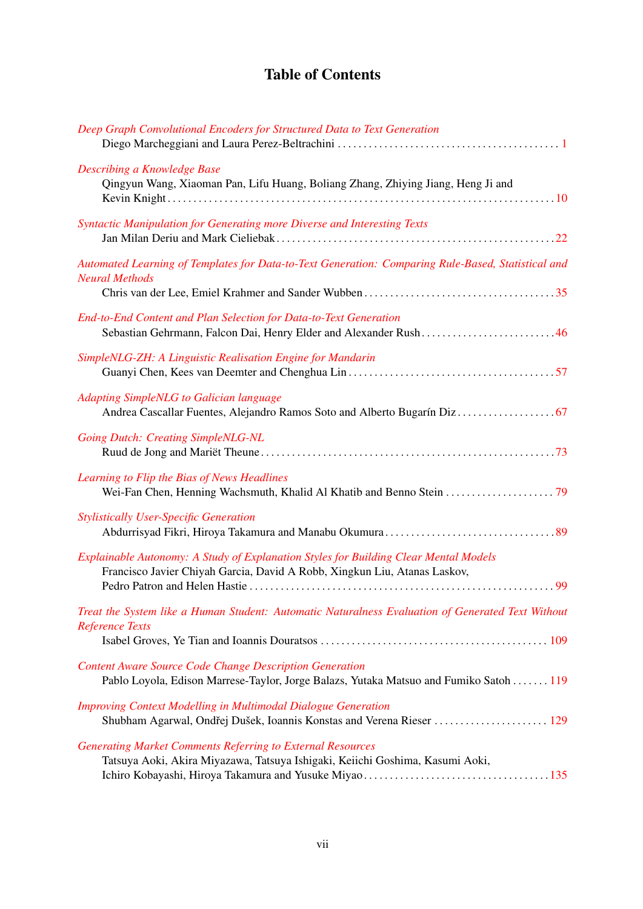# Table of Contents

*Deep Graph Convolutional Encoders for Structured Data to Text Generation*
Diego Marcheggiani and Laura Perez-Beltrachini . . . . . . . . . . 1

*Describing a Knowledge Base*
Qingyun Wang, Xiaoman Pan, Lifu Huang, Boliang Zhang, Zhiying Jiang, Heng Ji and Kevin Knight . . . . . . . . . . 10

*Syntactic Manipulation for Generating more Diverse and Interesting Texts*
Jan Milan Deriu and Mark Cieliebak . . . . . . . . . . 22

*Automated Learning of Templates for Data-to-Text Generation: Comparing Rule-Based, Statistical and Neural Methods*
Chris van der Lee, Emiel Krahmer and Sander Wubben . . . . . . . . . . 35

*End-to-End Content and Plan Selection for Data-to-Text Generation*
Sebastian Gehrmann, Falcon Dai, Henry Elder and Alexander Rush . . . . . . . . . . 46

*SimpleNLG-ZH: A Linguistic Realisation Engine for Mandarin*
Guanyi Chen, Kees van Deemter and Chenghua Lin . . . . . . . . . . 57

*Adapting SimpleNLG to Galician language*
Andrea Cascallar Fuentes, Alejandro Ramos Soto and Alberto Bugarín Diz . . . . . . . . . . 67

*Going Dutch: Creating SimpleNLG-NL*
Ruud de Jong and Mariët Theune . . . . . . . . . . 73

*Learning to Flip the Bias of News Headlines*
Wei-Fan Chen, Henning Wachsmuth, Khalid Al Khatib and Benno Stein . . . . . . . . . . 79

*Stylistically User-Specific Generation*
Abdurrisyad Fikri, Hiroya Takamura and Manabu Okumura . . . . . . . . . . 89

*Explainable Autonomy: A Study of Explanation Styles for Building Clear Mental Models*
Francisco Javier Chiyah Garcia, David A Robb, Xingkun Liu, Atanas Laskov, Pedro Patron and Helen Hastie . . . . . . . . . . 99

*Treat the System like a Human Student: Automatic Naturalness Evaluation of Generated Text Without Reference Texts*
Isabel Groves, Ye Tian and Ioannis Douratsos . . . . . . . . . . 109

*Content Aware Source Code Change Description Generation*
Pablo Loyola, Edison Marrese-Taylor, Jorge Balazs, Yutaka Matsuo and Fumiko Satoh . . . . . . . 119

*Improving Context Modelling in Multimodal Dialogue Generation*
Shubham Agarwal, Ondřej Dušek, Ioannis Konstas and Verena Rieser . . . . . . . . . . 129

*Generating Market Comments Referring to External Resources*
Tatsuya Aoki, Akira Miyazawa, Tatsuya Ishigaki, Keiichi Goshima, Kasumi Aoki, Ichiro Kobayashi, Hiroya Takamura and Yusuke Miyao . . . . . . . . . . 135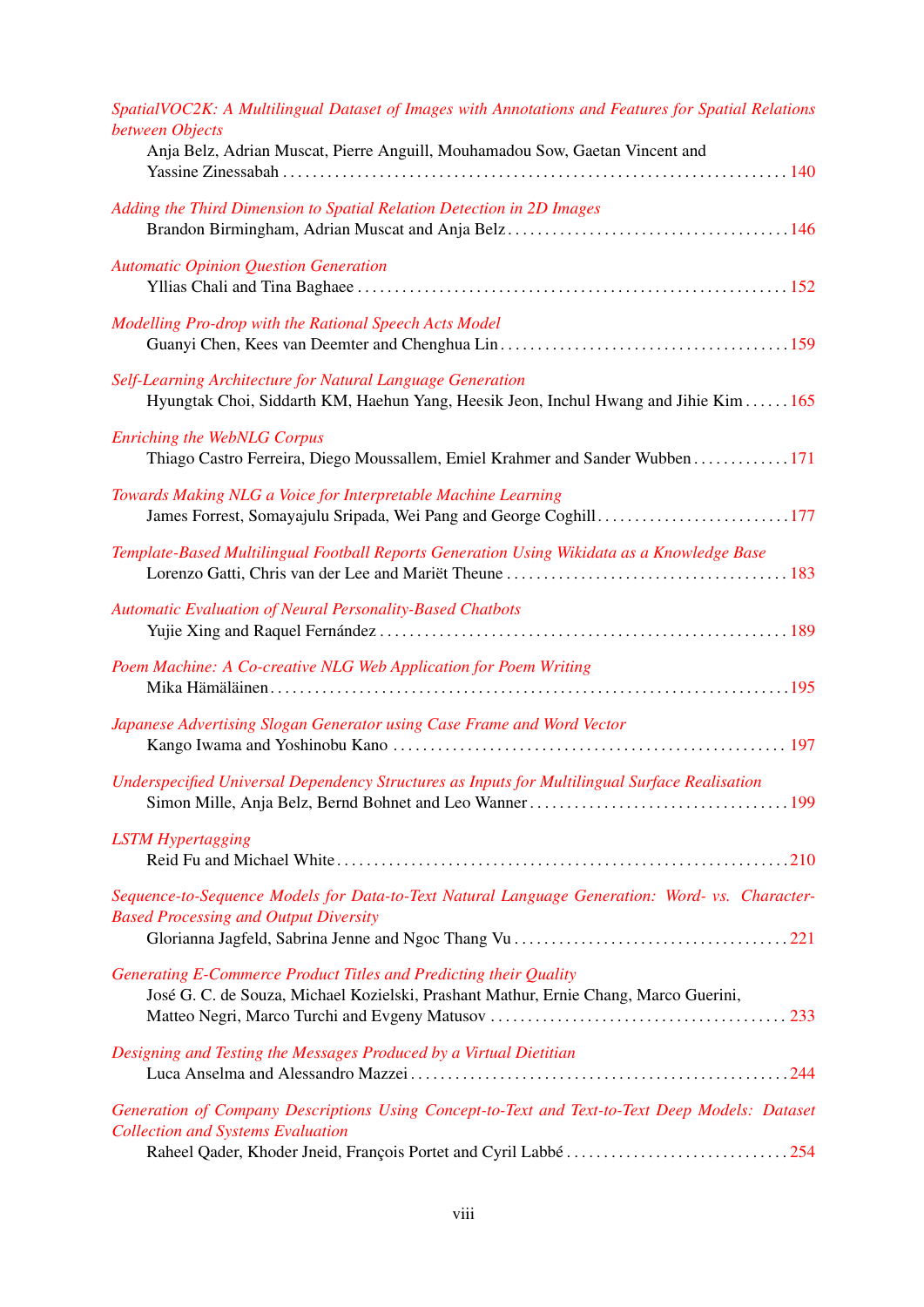*SpatialVOC2K: A Multilingual Dataset of Images with Annotations and Features for Spatial Relations between Objects*
Anja Belz, Adrian Muscat, Pierre Anguill, Mouhamadou Sow, Gaetan Vincent and Yassine Zinessabah . . . . . . . . . . 140

*Adding the Third Dimension to Spatial Relation Detection in 2D Images*
Brandon Birmingham, Adrian Muscat and Anja Belz . . . . . . . . . . 146

*Automatic Opinion Question Generation*
Yllias Chali and Tina Baghaee . . . . . . . . . . 152

*Modelling Pro-drop with the Rational Speech Acts Model*
Guanyi Chen, Kees van Deemter and Chenghua Lin . . . . . . . . . . 159

*Self-Learning Architecture for Natural Language Generation*
Hyungtak Choi, Siddarth KM, Haehun Yang, Heesik Jeon, Inchul Hwang and Jihie Kim . . . . . . 165

*Enriching the WebNLG Corpus*
Thiago Castro Ferreira, Diego Moussallem, Emiel Krahmer and Sander Wubben . . . . . . . . . . 171

*Towards Making NLG a Voice for Interpretable Machine Learning*
James Forrest, Somayajulu Sripada, Wei Pang and George Coghill . . . . . . . . . . 177

*Template-Based Multilingual Football Reports Generation Using Wikidata as a Knowledge Base*
Lorenzo Gatti, Chris van der Lee and Mariët Theune . . . . . . . . . . 183

*Automatic Evaluation of Neural Personality-Based Chatbots*
Yujie Xing and Raquel Fernández . . . . . . . . . . 189

*Poem Machine: A Co-creative NLG Web Application for Poem Writing*
Mika Hämäläinen . . . . . . . . . . 195

*Japanese Advertising Slogan Generator using Case Frame and Word Vector*
Kango Iwama and Yoshinobu Kano . . . . . . . . . . 197

*Underspecified Universal Dependency Structures as Inputs for Multilingual Surface Realisation*
Simon Mille, Anja Belz, Bernd Bohnet and Leo Wanner . . . . . . . . . . 199

*LSTM Hypertagging*
Reid Fu and Michael White . . . . . . . . . . 210

*Sequence-to-Sequence Models for Data-to-Text Natural Language Generation: Word- vs. Character-Based Processing and Output Diversity*
Glorianna Jagfeld, Sabrina Jenne and Ngoc Thang Vu . . . . . . . . . . 221

*Generating E-Commerce Product Titles and Predicting their Quality*
José G. C. de Souza, Michael Kozielski, Prashant Mathur, Ernie Chang, Marco Guerini, Matteo Negri, Marco Turchi and Evgeny Matusov . . . . . . . . . . 233

*Designing and Testing the Messages Produced by a Virtual Dietitian*
Luca Anselma and Alessandro Mazzei . . . . . . . . . . 244

*Generation of Company Descriptions Using Concept-to-Text and Text-to-Text Deep Models: Dataset Collection and Systems Evaluation*
Raheel Qader, Khoder Jneid, François Portet and Cyril Labbé . . . . . . . . . . 254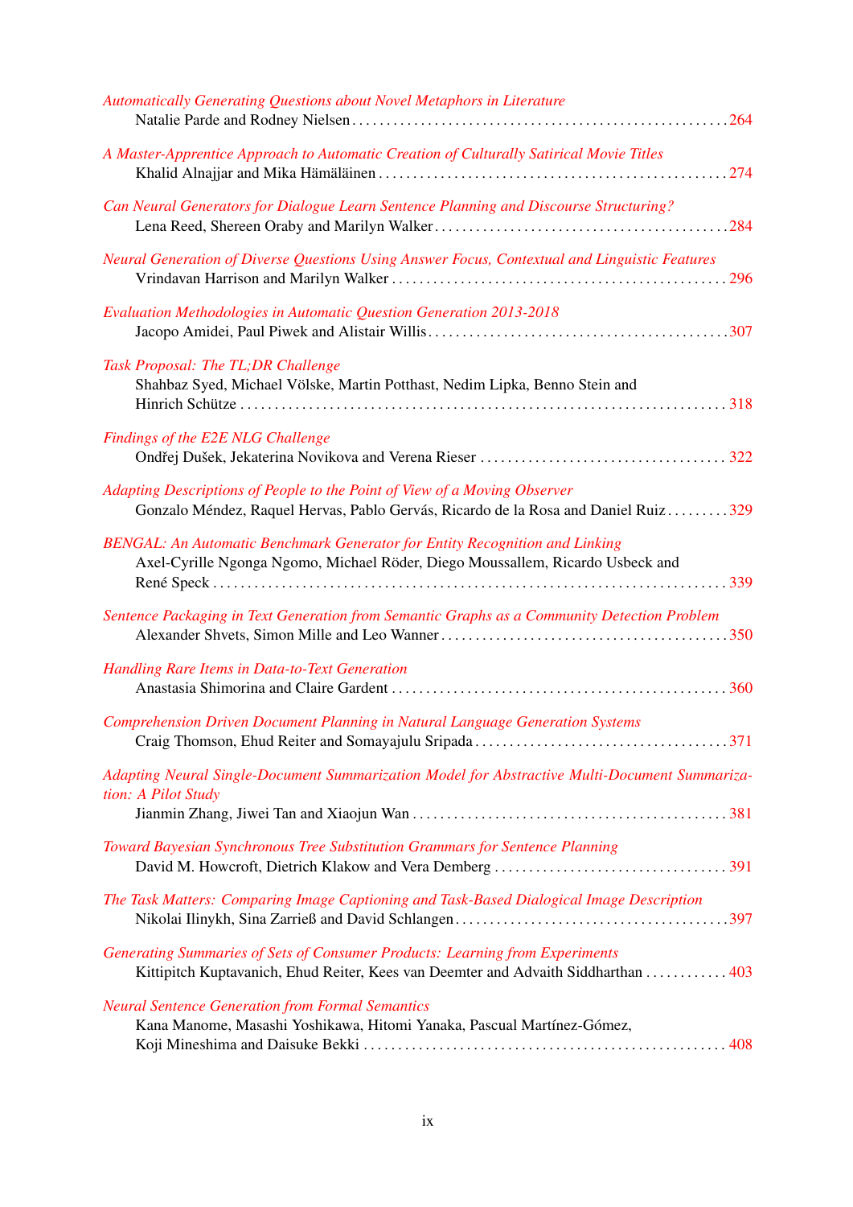*Automatically Generating Questions about Novel Metaphors in Literature*
Natalie Parde and Rodney Nielsen . . . . . . . . . . . . . . . . . . . . . . . . . . . . . . . . . . . . . . . . . . . . . . . . . . . . . . 264

*A Master-Apprentice Approach to Automatic Creation of Culturally Satirical Movie Titles*
Khalid Alnajjar and Mika Hämäläinen . . . . . . . . . . . . . . . . . . . . . . . . . . . . . . . . . . . . . . . . . . . . . . . . . . 274

*Can Neural Generators for Dialogue Learn Sentence Planning and Discourse Structuring?*
Lena Reed, Shereen Oraby and Marilyn Walker . . . . . . . . . . . . . . . . . . . . . . . . . . . . . . . . . . . . . . . . . . 284

*Neural Generation of Diverse Questions Using Answer Focus, Contextual and Linguistic Features*
Vrindavan Harrison and Marilyn Walker . . . . . . . . . . . . . . . . . . . . . . . . . . . . . . . . . . . . . . . . . . . . . . . . 296

*Evaluation Methodologies in Automatic Question Generation 2013-2018*
Jacopo Amidei, Paul Piwek and Alistair Willis . . . . . . . . . . . . . . . . . . . . . . . . . . . . . . . . . . . . . . . . . . . 307

*Task Proposal: The TL;DR Challenge*
Shahbaz Syed, Michael Völske, Martin Potthast, Nedim Lipka, Benno Stein and
Hinrich Schütze . . . . . . . . . . . . . . . . . . . . . . . . . . . . . . . . . . . . . . . . . . . . . . . . . . . . . . . . . . . . . . . . . . . . . . 318

*Findings of the E2E NLG Challenge*
Ondřej Dušek, Jekaterina Novikova and Verena Rieser . . . . . . . . . . . . . . . . . . . . . . . . . . . . . . . . . . . . 322

*Adapting Descriptions of People to the Point of View of a Moving Observer*
Gonzalo Méndez, Raquel Hervas, Pablo Gervás, Ricardo de la Rosa and Daniel Ruiz . . . . . . . . . 329

*BENGAL: An Automatic Benchmark Generator for Entity Recognition and Linking*
Axel-Cyrille Ngonga Ngomo, Michael Röder, Diego Moussallem, Ricardo Usbeck and
René Speck . . . . . . . . . . . . . . . . . . . . . . . . . . . . . . . . . . . . . . . . . . . . . . . . . . . . . . . . . . . . . . . . . . . . . . . . . 339

*Sentence Packaging in Text Generation from Semantic Graphs as a Community Detection Problem*
Alexander Shvets, Simon Mille and Leo Wanner . . . . . . . . . . . . . . . . . . . . . . . . . . . . . . . . . . . . . . . . . . 350

*Handling Rare Items in Data-to-Text Generation*
Anastasia Shimorina and Claire Gardent . . . . . . . . . . . . . . . . . . . . . . . . . . . . . . . . . . . . . . . . . . . . . . . . . 360

*Comprehension Driven Document Planning in Natural Language Generation Systems*
Craig Thomson, Ehud Reiter and Somayajulu Sripada . . . . . . . . . . . . . . . . . . . . . . . . . . . . . . . . . . . . . 371

*Adapting Neural Single-Document Summarization Model for Abstractive Multi-Document Summarization: A Pilot Study*
Jianmin Zhang, Jiwei Tan and Xiaojun Wan . . . . . . . . . . . . . . . . . . . . . . . . . . . . . . . . . . . . . . . . . . . . . . 381

*Toward Bayesian Synchronous Tree Substitution Grammars for Sentence Planning*
David M. Howcroft, Dietrich Klakow and Vera Demberg . . . . . . . . . . . . . . . . . . . . . . . . . . . . . . . . . . 391

*The Task Matters: Comparing Image Captioning and Task-Based Dialogical Image Description*
Nikolai Ilinykh, Sina Zarrieß and David Schlangen . . . . . . . . . . . . . . . . . . . . . . . . . . . . . . . . . . . . . . . . 397

*Generating Summaries of Sets of Consumer Products: Learning from Experiments*
Kittipitch Kuptavanich, Ehud Reiter, Kees van Deemter and Advaith Siddharthan . . . . . . . . . . . . 403

*Neural Sentence Generation from Formal Semantics*
Kana Manome, Masashi Yoshikawa, Hitomi Yanaka, Pascual Martínez-Gómez,
Koji Mineshima and Daisuke Bekki . . . . . . . . . . . . . . . . . . . . . . . . . . . . . . . . . . . . . . . . . . . . . . . . . . . . . 408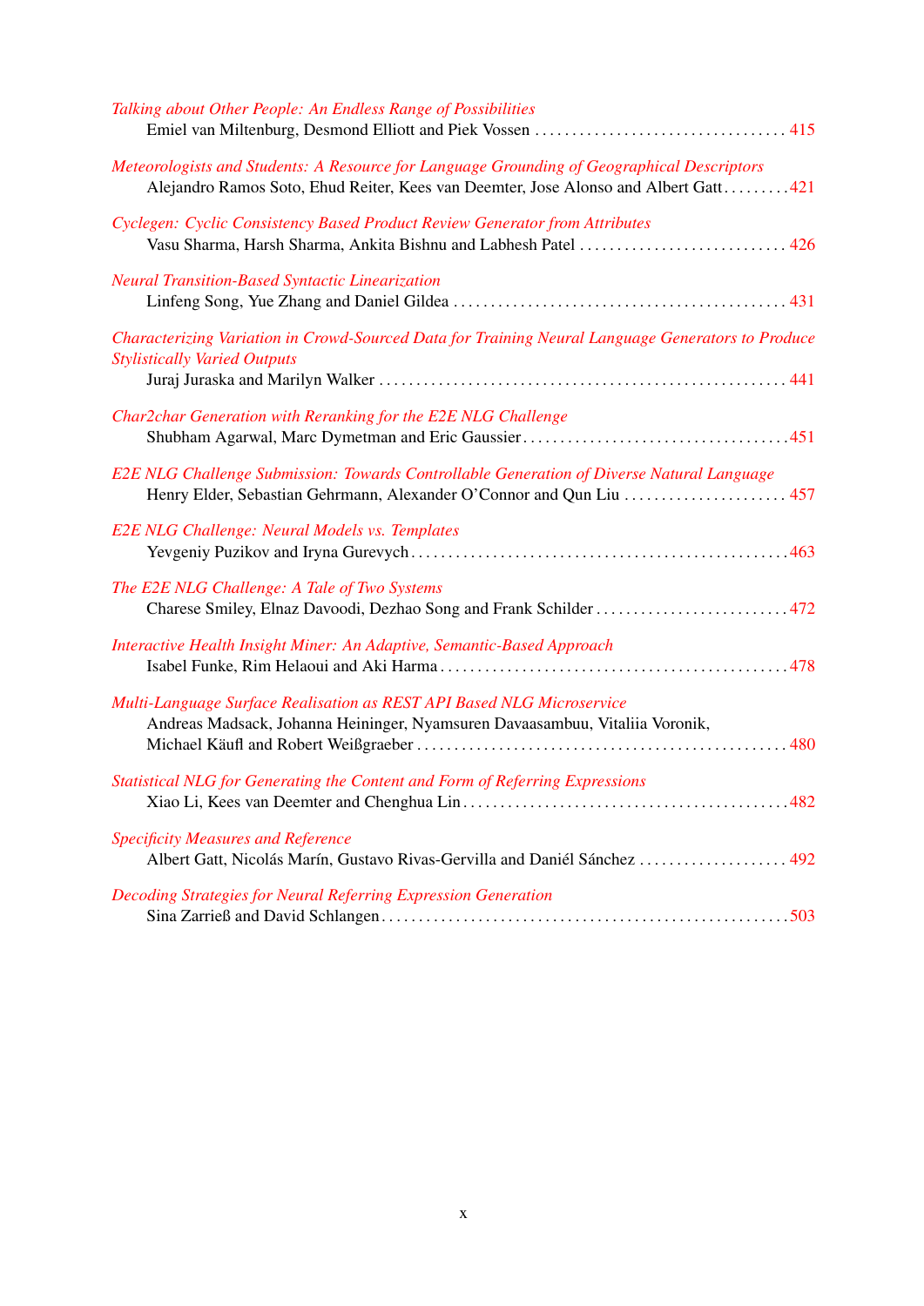*Talking about Other People: An Endless Range of Possibilities*
Emiel van Miltenburg, Desmond Elliott and Piek Vossen . . . . . . . . . . 415

*Meteorologists and Students: A Resource for Language Grounding of Geographical Descriptors*
Alejandro Ramos Soto, Ehud Reiter, Kees van Deemter, Jose Alonso and Albert Gatt . . . . . . . . . 421

*Cyclegen: Cyclic Consistency Based Product Review Generator from Attributes*
Vasu Sharma, Harsh Sharma, Ankita Bishnu and Labhesh Patel . . . . . . . . . . 426

*Neural Transition-Based Syntactic Linearization*
Linfeng Song, Yue Zhang and Daniel Gildea . . . . . . . . . . 431

*Characterizing Variation in Crowd-Sourced Data for Training Neural Language Generators to Produce Stylistically Varied Outputs*
Juraj Juraska and Marilyn Walker . . . . . . . . . . 441

*Char2char Generation with Reranking for the E2E NLG Challenge*
Shubham Agarwal, Marc Dymetman and Eric Gaussier . . . . . . . . . . 451

*E2E NLG Challenge Submission: Towards Controllable Generation of Diverse Natural Language*
Henry Elder, Sebastian Gehrmann, Alexander O'Connor and Qun Liu . . . . . . . . . . 457

*E2E NLG Challenge: Neural Models vs. Templates*
Yevgeniy Puzikov and Iryna Gurevych . . . . . . . . . . 463

*The E2E NLG Challenge: A Tale of Two Systems*
Charese Smiley, Elnaz Davoodi, Dezhao Song and Frank Schilder . . . . . . . . . . 472

*Interactive Health Insight Miner: An Adaptive, Semantic-Based Approach*
Isabel Funke, Rim Helaoui and Aki Harma . . . . . . . . . . 478

*Multi-Language Surface Realisation as REST API Based NLG Microservice*
Andreas Madsack, Johanna Heininger, Nyamsuren Davaasambuu, Vitaliia Voronik, Michael Käufl and Robert Weißgraeber . . . . . . . . . . 480

*Statistical NLG for Generating the Content and Form of Referring Expressions*
Xiao Li, Kees van Deemter and Chenghua Lin . . . . . . . . . . 482

*Specificity Measures and Reference*
Albert Gatt, Nicolás Marín, Gustavo Rivas-Gervilla and Daniél Sánchez . . . . . . . . . . 492

*Decoding Strategies for Neural Referring Expression Generation*
Sina Zarrieß and David Schlangen . . . . . . . . . . 503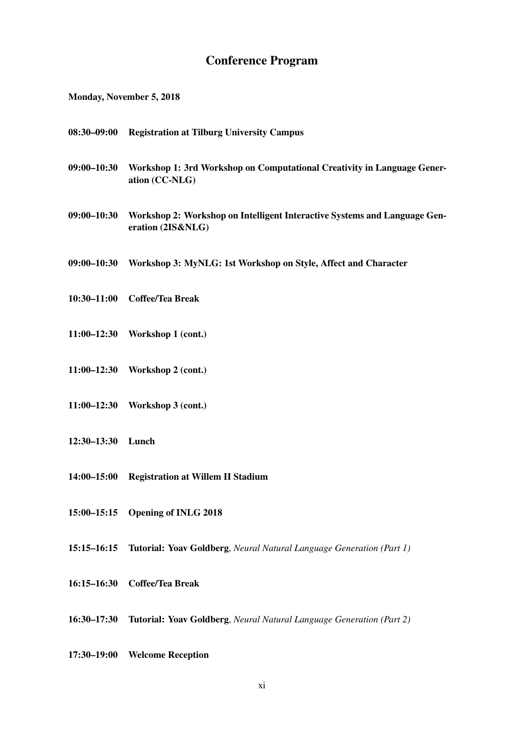# Conference Program

**Monday, November 5, 2018**

**08:30–09:00** **Registration at Tilburg University Campus**

**09:00–10:30** **Workshop 1: 3rd Workshop on Computational Creativity in Language Generation (CC-NLG)**

**09:00–10:30** **Workshop 2: Workshop on Intelligent Interactive Systems and Language Generation (2IS&NLG)**

**09:00–10:30** **Workshop 3: MyNLG: 1st Workshop on Style, Affect and Character**

**10:30–11:00** **Coffee/Tea Break**

**11:00–12:30** **Workshop 1 (cont.)**

**11:00–12:30** **Workshop 2 (cont.)**

**11:00–12:30** **Workshop 3 (cont.)**

**12:30–13:30** **Lunch**

**14:00–15:00** **Registration at Willem II Stadium**

**15:00–15:15** **Opening of INLG 2018**

**15:15–16:15** **Tutorial: Yoav Goldberg**, *Neural Natural Language Generation (Part 1)*

**16:15–16:30** **Coffee/Tea Break**

**16:30–17:30** **Tutorial: Yoav Goldberg**, *Neural Natural Language Generation (Part 2)*

**17:30–19:00** **Welcome Reception**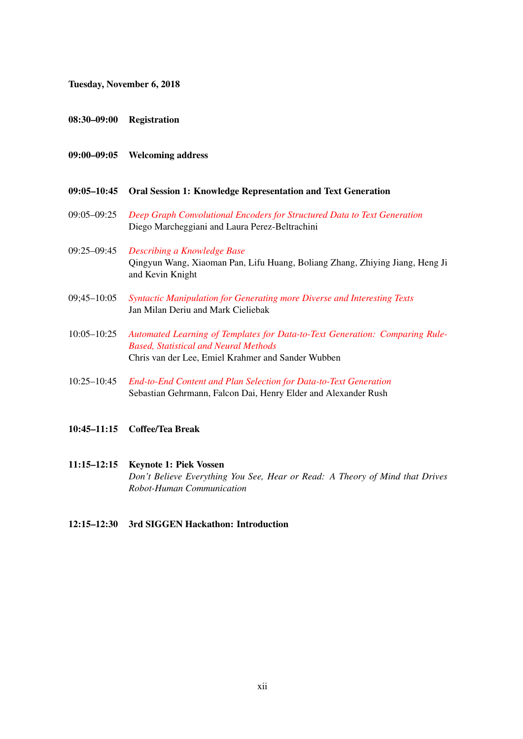**Tuesday, November 6, 2018**

**08:30–09:00 Registration**

**09:00–09:05 Welcoming address**

**09:05–10:45 Oral Session 1: Knowledge Representation and Text Generation**

09:05–09:25 *Deep Graph Convolutional Encoders for Structured Data to Text Generation*
Diego Marcheggiani and Laura Perez-Beltrachini

09:25–09:45 *Describing a Knowledge Base*
Qingyun Wang, Xiaoman Pan, Lifu Huang, Boliang Zhang, Zhiying Jiang, Heng Ji and Kevin Knight

09;45–10:05 *Syntactic Manipulation for Generating more Diverse and Interesting Texts*
Jan Milan Deriu and Mark Cieliebak

10:05–10:25 *Automated Learning of Templates for Data-to-Text Generation: Comparing Rule-Based, Statistical and Neural Methods*
Chris van der Lee, Emiel Krahmer and Sander Wubben

10:25–10:45 *End-to-End Content and Plan Selection for Data-to-Text Generation*
Sebastian Gehrmann, Falcon Dai, Henry Elder and Alexander Rush

**10:45–11:15 Coffee/Tea Break**

**11:15–12:15 Keynote 1: Piek Vossen**
*Don't Believe Everything You See, Hear or Read: A Theory of Mind that Drives Robot-Human Communication*

**12:15–12:30 3rd SIGGEN Hackathon: Introduction**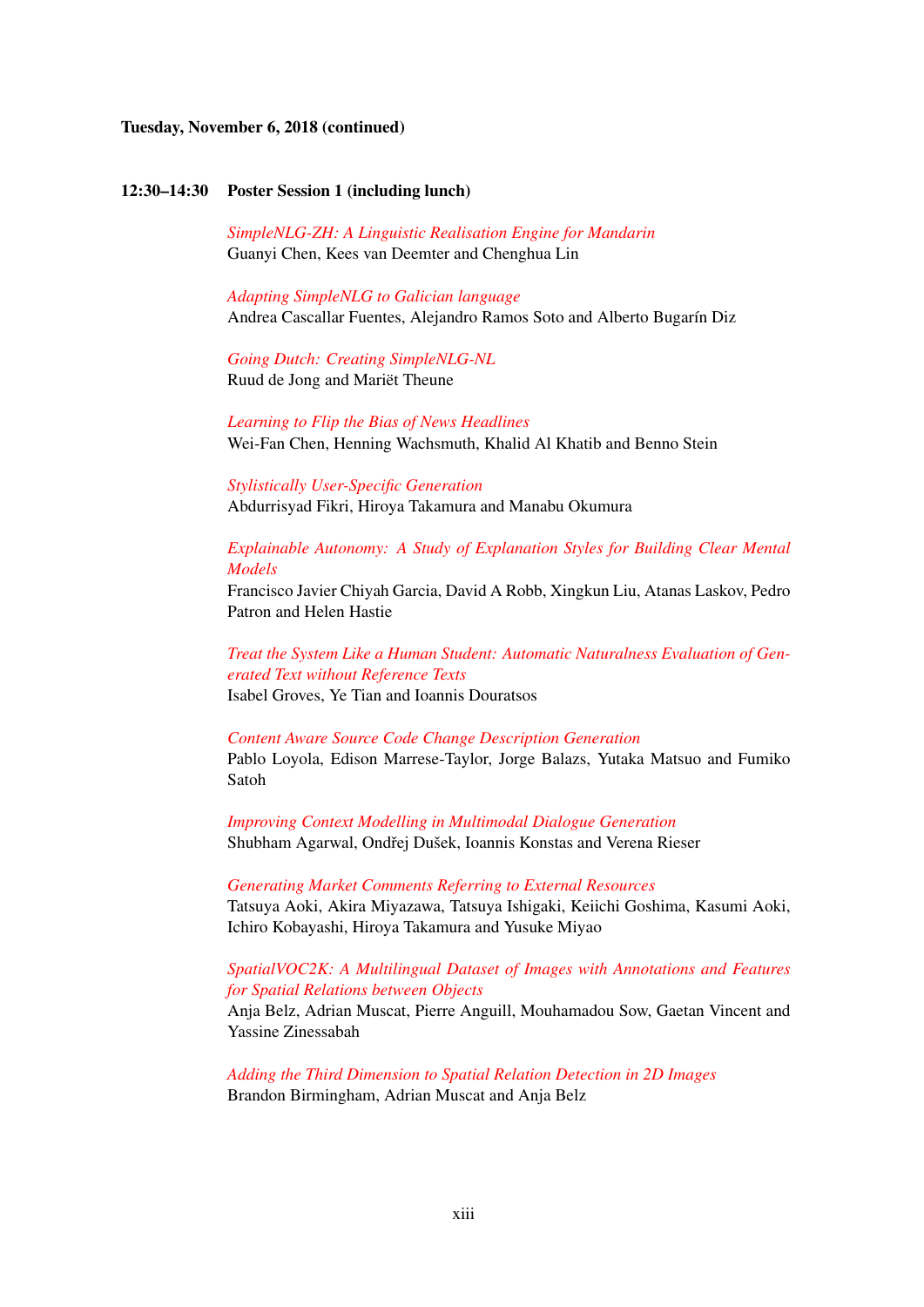**Tuesday, November 6, 2018 (continued)**

**12:30–14:30 Poster Session 1 (including lunch)**

*SimpleNLG-ZH: A Linguistic Realisation Engine for Mandarin*
Guanyi Chen, Kees van Deemter and Chenghua Lin

*Adapting SimpleNLG to Galician language*
Andrea Cascallar Fuentes, Alejandro Ramos Soto and Alberto Bugarín Diz

*Going Dutch: Creating SimpleNLG-NL*
Ruud de Jong and Mariët Theune

*Learning to Flip the Bias of News Headlines*
Wei-Fan Chen, Henning Wachsmuth, Khalid Al Khatib and Benno Stein

*Stylistically User-Specific Generation*
Abdurrisyad Fikri, Hiroya Takamura and Manabu Okumura

*Explainable Autonomy: A Study of Explanation Styles for Building Clear Mental Models*
Francisco Javier Chiyah Garcia, David A Robb, Xingkun Liu, Atanas Laskov, Pedro Patron and Helen Hastie

*Treat the System Like a Human Student: Automatic Naturalness Evaluation of Generated Text without Reference Texts*
Isabel Groves, Ye Tian and Ioannis Douratsos

*Content Aware Source Code Change Description Generation*
Pablo Loyola, Edison Marrese-Taylor, Jorge Balazs, Yutaka Matsuo and Fumiko Satoh

*Improving Context Modelling in Multimodal Dialogue Generation*
Shubham Agarwal, Ondřej Dušek, Ioannis Konstas and Verena Rieser

*Generating Market Comments Referring to External Resources*
Tatsuya Aoki, Akira Miyazawa, Tatsuya Ishigaki, Keiichi Goshima, Kasumi Aoki, Ichiro Kobayashi, Hiroya Takamura and Yusuke Miyao

*SpatialVOC2K: A Multilingual Dataset of Images with Annotations and Features for Spatial Relations between Objects*
Anja Belz, Adrian Muscat, Pierre Anguill, Mouhamadou Sow, Gaetan Vincent and Yassine Zinessabah

*Adding the Third Dimension to Spatial Relation Detection in 2D Images*
Brandon Birmingham, Adrian Muscat and Anja Belz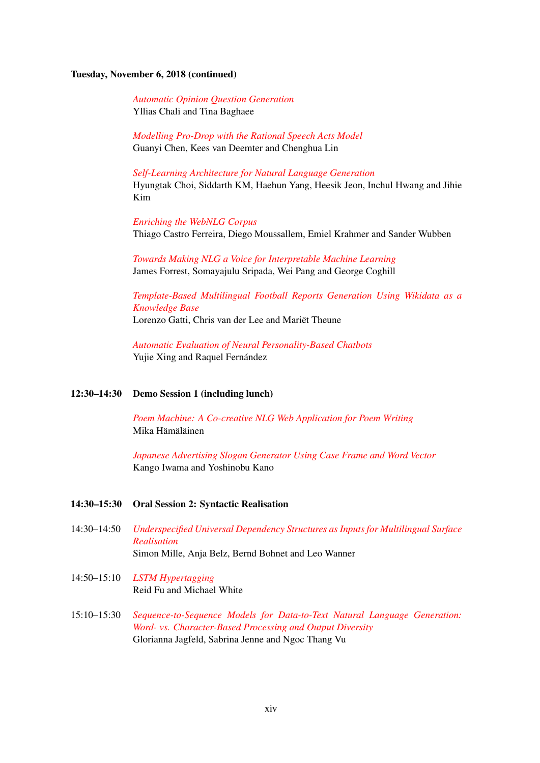**Tuesday, November 6, 2018 (continued)**

*Automatic Opinion Question Generation*
Yllias Chali and Tina Baghaee

*Modelling Pro-Drop with the Rational Speech Acts Model*
Guanyi Chen, Kees van Deemter and Chenghua Lin

*Self-Learning Architecture for Natural Language Generation*
Hyungtak Choi, Siddarth KM, Haehun Yang, Heesik Jeon, Inchul Hwang and Jihie Kim

*Enriching the WebNLG Corpus*
Thiago Castro Ferreira, Diego Moussallem, Emiel Krahmer and Sander Wubben

*Towards Making NLG a Voice for Interpretable Machine Learning*
James Forrest, Somayajulu Sripada, Wei Pang and George Coghill

*Template-Based Multilingual Football Reports Generation Using Wikidata as a Knowledge Base*
Lorenzo Gatti, Chris van der Lee and Mariët Theune

*Automatic Evaluation of Neural Personality-Based Chatbots*
Yujie Xing and Raquel Fernández

**12:30–14:30 Demo Session 1 (including lunch)**

*Poem Machine: A Co-creative NLG Web Application for Poem Writing*
Mika Hämäläinen

*Japanese Advertising Slogan Generator Using Case Frame and Word Vector*
Kango Iwama and Yoshinobu Kano

**14:30–15:30 Oral Session 2: Syntactic Realisation**

14:30–14:50 *Underspecified Universal Dependency Structures as Inputs for Multilingual Surface Realisation*
Simon Mille, Anja Belz, Bernd Bohnet and Leo Wanner

14:50–15:10 *LSTM Hypertagging*
Reid Fu and Michael White

15:10–15:30 *Sequence-to-Sequence Models for Data-to-Text Natural Language Generation: Word- vs. Character-Based Processing and Output Diversity*
Glorianna Jagfeld, Sabrina Jenne and Ngoc Thang Vu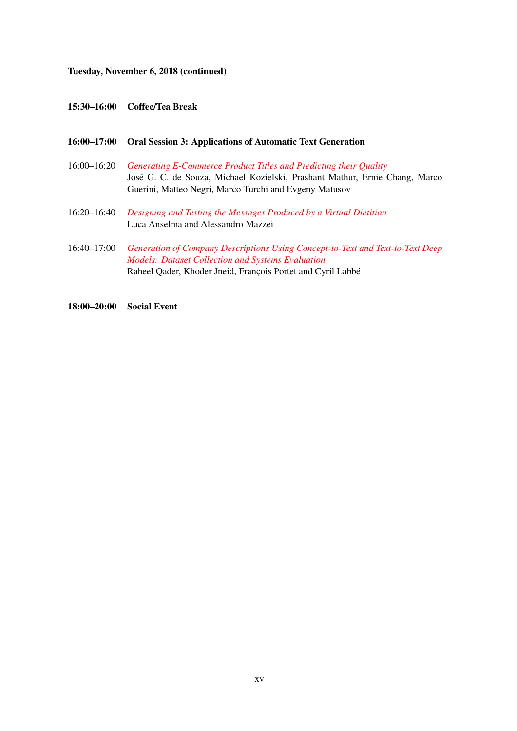**Tuesday, November 6, 2018 (continued)**

**15:30–16:00 Coffee/Tea Break**

**16:00–17:00 Oral Session 3: Applications of Automatic Text Generation**

16:00–16:20 *Generating E-Commerce Product Titles and Predicting their Quality*
José G. C. de Souza, Michael Kozielski, Prashant Mathur, Ernie Chang, Marco Guerini, Matteo Negri, Marco Turchi and Evgeny Matusov

16:20–16:40 *Designing and Testing the Messages Produced by a Virtual Dietitian*
Luca Anselma and Alessandro Mazzei

16:40–17:00 *Generation of Company Descriptions Using Concept-to-Text and Text-to-Text Deep Models: Dataset Collection and Systems Evaluation*
Raheel Qader, Khoder Jneid, François Portet and Cyril Labbé

**18:00–20:00 Social Event**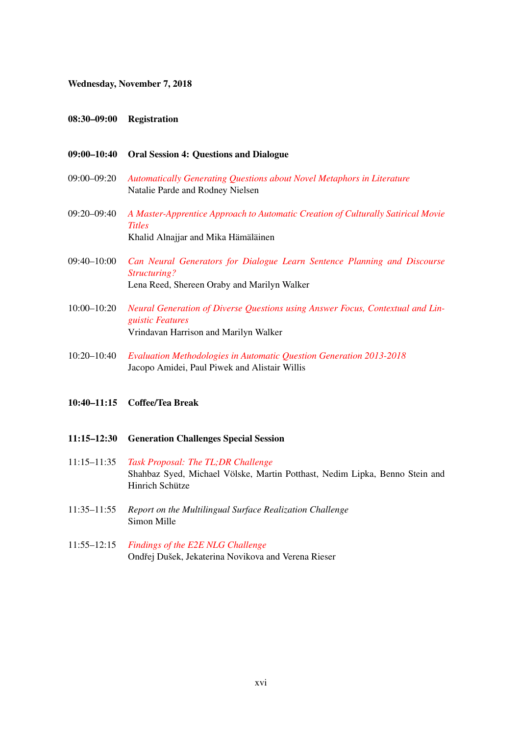**Wednesday, November 7, 2018**

**08:30–09:00 Registration**

**09:00–10:40 Oral Session 4: Questions and Dialogue**

09:00–09:20 *Automatically Generating Questions about Novel Metaphors in Literature*
Natalie Parde and Rodney Nielsen

09:20–09:40 *A Master-Apprentice Approach to Automatic Creation of Culturally Satirical Movie Titles*
Khalid Alnajjar and Mika Hämäläinen

09:40–10:00 *Can Neural Generators for Dialogue Learn Sentence Planning and Discourse Structuring?*
Lena Reed, Shereen Oraby and Marilyn Walker

10:00–10:20 *Neural Generation of Diverse Questions using Answer Focus, Contextual and Linguistic Features*
Vrindavan Harrison and Marilyn Walker

10:20–10:40 *Evaluation Methodologies in Automatic Question Generation 2013-2018*
Jacopo Amidei, Paul Piwek and Alistair Willis

**10:40–11:15 Coffee/Tea Break**

**11:15–12:30 Generation Challenges Special Session**

11:15–11:35 *Task Proposal: The TL;DR Challenge*
Shahbaz Syed, Michael Völske, Martin Potthast, Nedim Lipka, Benno Stein and Hinrich Schütze

11:35–11:55 *Report on the Multilingual Surface Realization Challenge*
Simon Mille

11:55–12:15 *Findings of the E2E NLG Challenge*
Ondřej Dušek, Jekaterina Novikova and Verena Rieser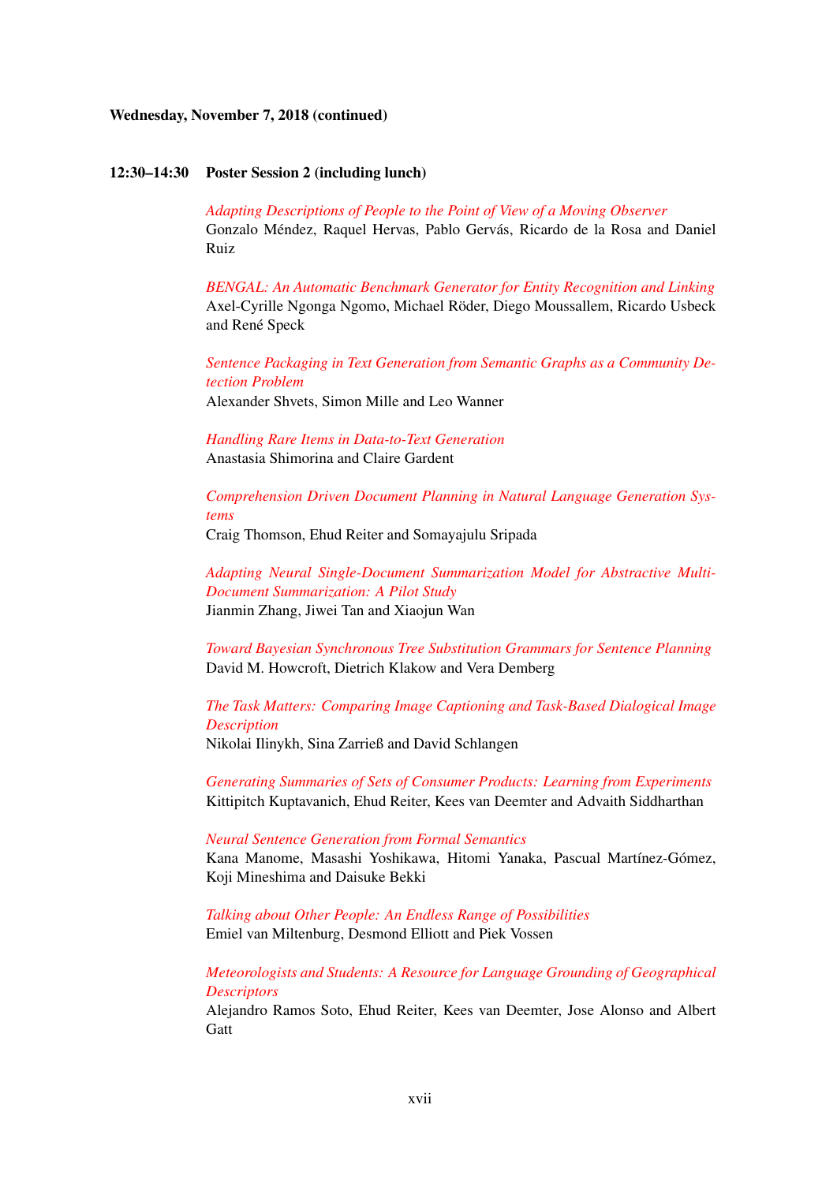**Wednesday, November 7, 2018 (continued)**

**12:30–14:30 Poster Session 2 (including lunch)**

*Adapting Descriptions of People to the Point of View of a Moving Observer*
Gonzalo Méndez, Raquel Hervas, Pablo Gervás, Ricardo de la Rosa and Daniel Ruiz

*BENGAL: An Automatic Benchmark Generator for Entity Recognition and Linking*
Axel-Cyrille Ngonga Ngomo, Michael Röder, Diego Moussallem, Ricardo Usbeck and René Speck

*Sentence Packaging in Text Generation from Semantic Graphs as a Community Detection Problem*
Alexander Shvets, Simon Mille and Leo Wanner

*Handling Rare Items in Data-to-Text Generation*
Anastasia Shimorina and Claire Gardent

*Comprehension Driven Document Planning in Natural Language Generation Systems*
Craig Thomson, Ehud Reiter and Somayajulu Sripada

*Adapting Neural Single-Document Summarization Model for Abstractive Multi-Document Summarization: A Pilot Study*
Jianmin Zhang, Jiwei Tan and Xiaojun Wan

*Toward Bayesian Synchronous Tree Substitution Grammars for Sentence Planning*
David M. Howcroft, Dietrich Klakow and Vera Demberg

*The Task Matters: Comparing Image Captioning and Task-Based Dialogical Image Description*
Nikolai Ilinykh, Sina Zarrieß and David Schlangen

*Generating Summaries of Sets of Consumer Products: Learning from Experiments*
Kittipitch Kuptavanich, Ehud Reiter, Kees van Deemter and Advaith Siddharthan

*Neural Sentence Generation from Formal Semantics*
Kana Manome, Masashi Yoshikawa, Hitomi Yanaka, Pascual Martínez-Gómez, Koji Mineshima and Daisuke Bekki

*Talking about Other People: An Endless Range of Possibilities*
Emiel van Miltenburg, Desmond Elliott and Piek Vossen

*Meteorologists and Students: A Resource for Language Grounding of Geographical Descriptors*
Alejandro Ramos Soto, Ehud Reiter, Kees van Deemter, Jose Alonso and Albert Gatt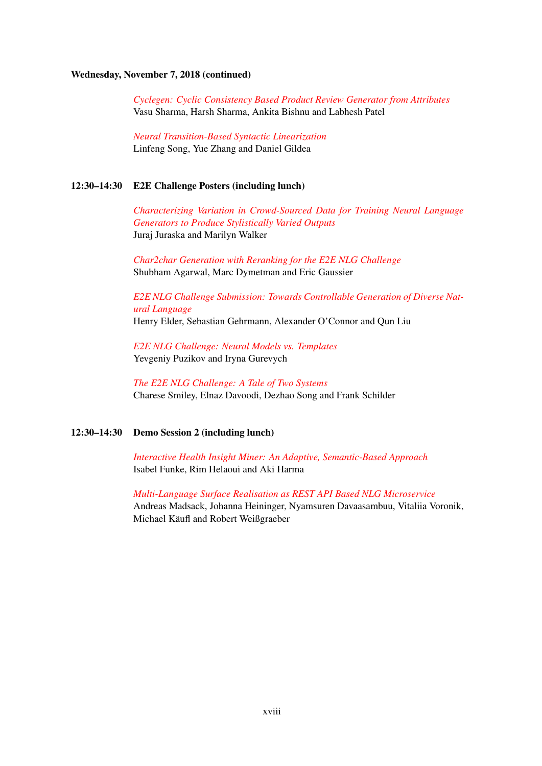**Wednesday, November 7, 2018 (continued)**

*Cyclegen: Cyclic Consistency Based Product Review Generator from Attributes*
Vasu Sharma, Harsh Sharma, Ankita Bishnu and Labhesh Patel

*Neural Transition-Based Syntactic Linearization*
Linfeng Song, Yue Zhang and Daniel Gildea

**12:30–14:30 E2E Challenge Posters (including lunch)**

*Characterizing Variation in Crowd-Sourced Data for Training Neural Language Generators to Produce Stylistically Varied Outputs*
Juraj Juraska and Marilyn Walker

*Char2char Generation with Reranking for the E2E NLG Challenge*
Shubham Agarwal, Marc Dymetman and Eric Gaussier

*E2E NLG Challenge Submission: Towards Controllable Generation of Diverse Natural Language*
Henry Elder, Sebastian Gehrmann, Alexander O'Connor and Qun Liu

*E2E NLG Challenge: Neural Models vs. Templates*
Yevgeniy Puzikov and Iryna Gurevych

*The E2E NLG Challenge: A Tale of Two Systems*
Charese Smiley, Elnaz Davoodi, Dezhao Song and Frank Schilder

**12:30–14:30 Demo Session 2 (including lunch)**

*Interactive Health Insight Miner: An Adaptive, Semantic-Based Approach*
Isabel Funke, Rim Helaoui and Aki Harma

*Multi-Language Surface Realisation as REST API Based NLG Microservice*
Andreas Madsack, Johanna Heininger, Nyamsuren Davaasambuu, Vitaliia Voronik, Michael Käufl and Robert Weißgraeber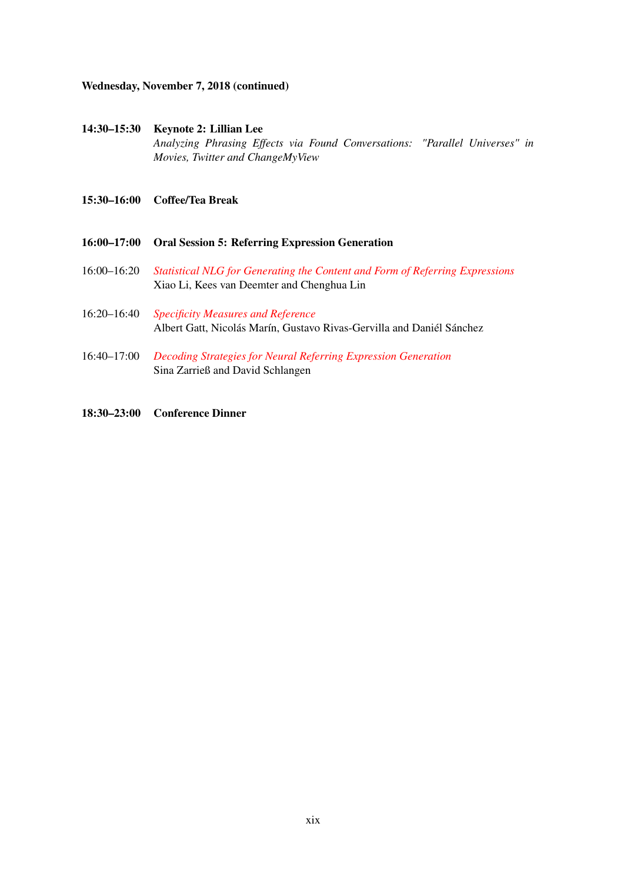**Wednesday, November 7, 2018 (continued)**

**14:30–15:30** **Keynote 2: Lillian Lee**
*Analyzing Phrasing Effects via Found Conversations: "Parallel Universes" in Movies, Twitter and ChangeMyView*

**15:30–16:00** **Coffee/Tea Break**

**16:00–17:00** **Oral Session 5: Referring Expression Generation**

16:00–16:20 *Statistical NLG for Generating the Content and Form of Referring Expressions*
Xiao Li, Kees van Deemter and Chenghua Lin

16:20–16:40 *Specificity Measures and Reference*
Albert Gatt, Nicolás Marín, Gustavo Rivas-Gervilla and Daniél Sánchez

16:40–17:00 *Decoding Strategies for Neural Referring Expression Generation*
Sina Zarrieß and David Schlangen

**18:30–23:00** **Conference Dinner**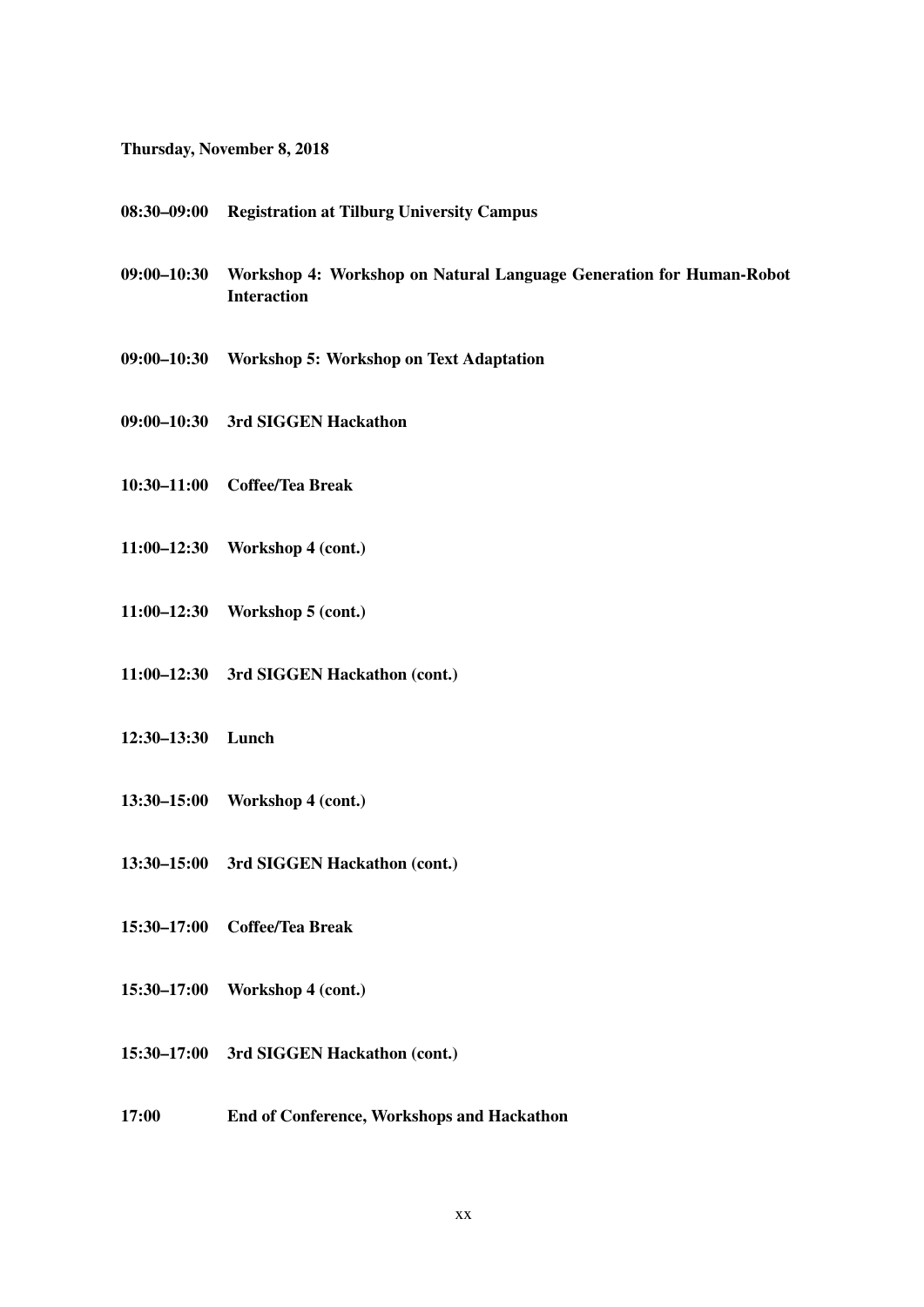**Thursday, November 8, 2018**

**08:30–09:00 Registration at Tilburg University Campus**

**09:00–10:30 Workshop 4: Workshop on Natural Language Generation for Human-Robot Interaction**

**09:00–10:30 Workshop 5: Workshop on Text Adaptation**

**09:00–10:30 3rd SIGGEN Hackathon**

**10:30–11:00 Coffee/Tea Break**

**11:00–12:30 Workshop 4 (cont.)**

**11:00–12:30 Workshop 5 (cont.)**

**11:00–12:30 3rd SIGGEN Hackathon (cont.)**

**12:30–13:30 Lunch**

**13:30–15:00 Workshop 4 (cont.)**

**13:30–15:00 3rd SIGGEN Hackathon (cont.)**

**15:30–17:00 Coffee/Tea Break**

**15:30–17:00 Workshop 4 (cont.)**

**15:30–17:00 3rd SIGGEN Hackathon (cont.)**

**17:00 End of Conference, Workshops and Hackathon**